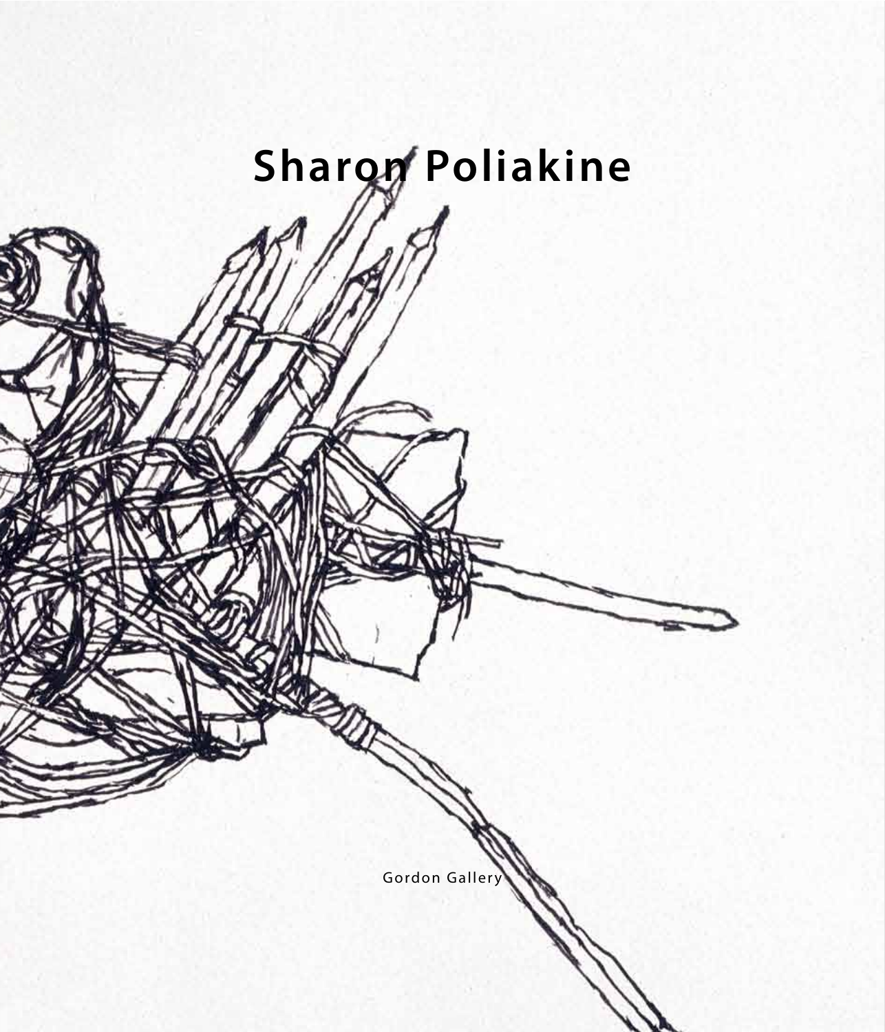# Sharon Poliakine

Gordon Gallery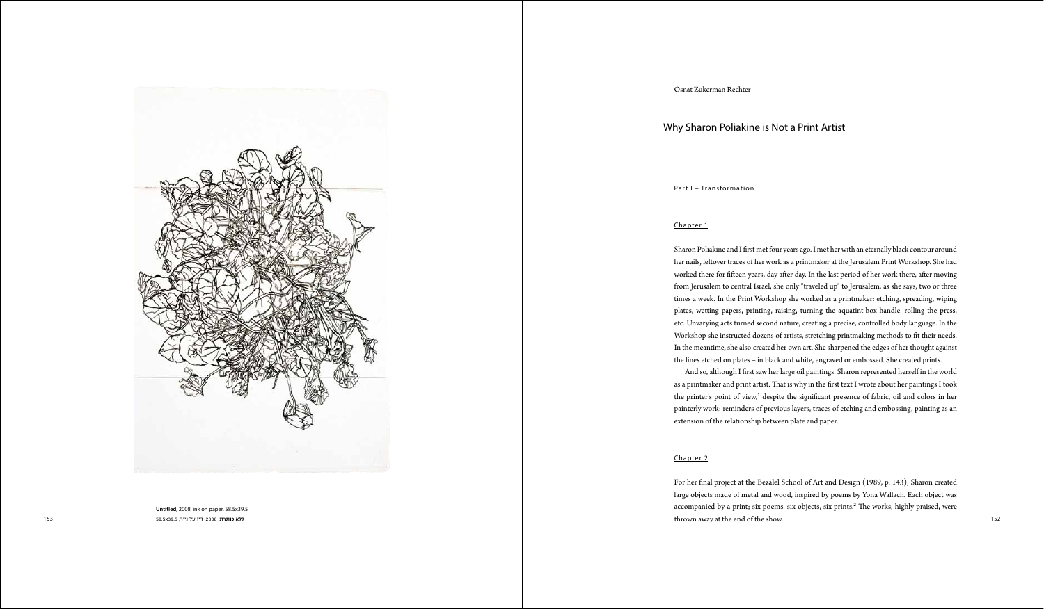Untitled, 2008, ink on paper, 58.5x39.5

ללא כותרת, 2008, דיו על נייר, 58.5x39.5

Osnat Zukerman Rechter

# Why Sharon Poliakine is Not a Print Artist

## Part I – Transformation

### Chapter 1

Sharon Poliakine and I first met four years ago. I met her with an eternally black contour around her nails, leftover traces of her work as a printmaker at the Jerusalem Print Workshop. She had worked there for fifteen years, day after day. In the last period of her work there, after moving from Jerusalem to central Israel, she only "traveled up" to Jerusalem, as she says, two or three times a week. In the Print Workshop she worked as a printmaker: etching, spreading, wiping plates, wetting papers, printing, raising, turning the aquatint-box handle, rolling the press, etc. Unvarying acts turned second nature, creating a precise, controlled body language. In the Workshop she instructed dozens of artists, stretching printmaking methods to fit their needs. In the meantime, she also created her own art. She sharpened the edges of her thought against the lines etched on plates – in black and white, engraved or embossed. She created prints.

And so, although I first saw her large oil paintings, Sharon represented herself in the world as a printmaker and print artist. That is why in the first text I wrote about her paintings I took the printer's point of view,[1] despite the significant presence of fabric, oil and colors in her painterly work: reminders of previous layers, traces of etching and embossing, painting as an extension of the relationship between plate and paper.

### Chapter 2

For her final project at the Bezalel School of Art and Design (1989, p. 143), Sharon created large objects made of metal and wood, inspired by poems by Yona Wallach. Each object was accompanied by a print; six poems, six objects, six prints.[2] The works, highly praised, were thrown away at the end of the show.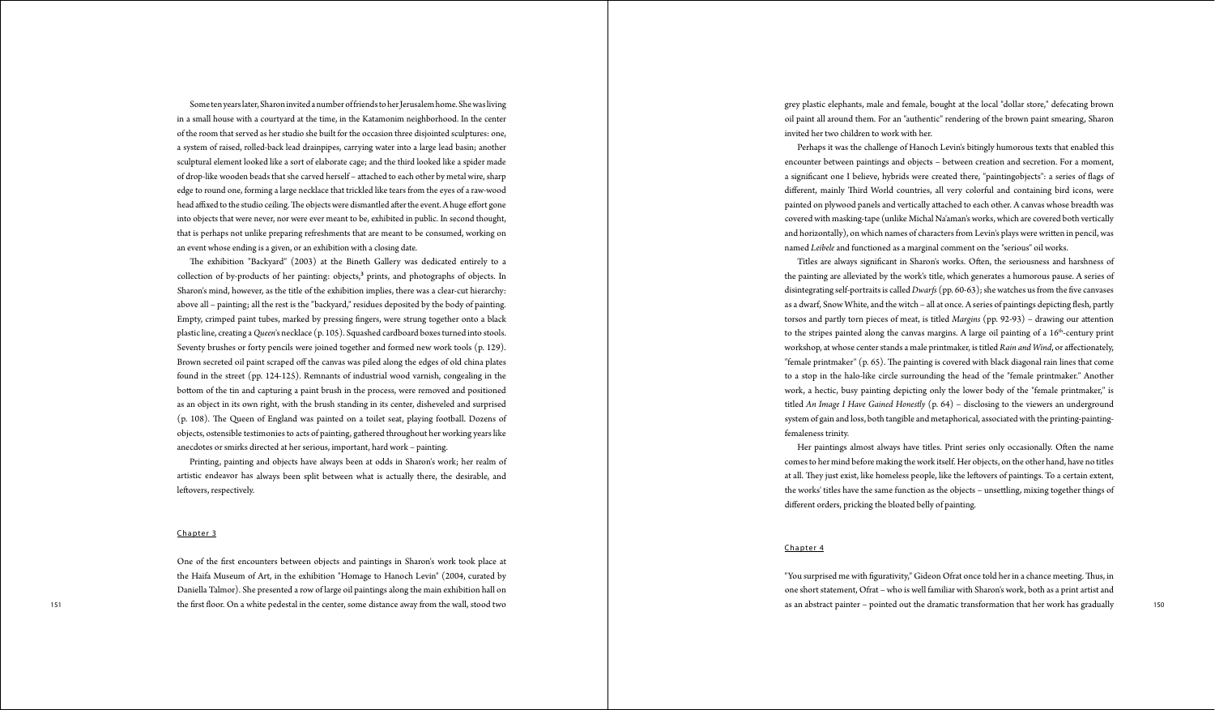Some ten years later, Sharon invited a number of friends to her Jerusalem home. She was living in a small house with a courtyard at the time, in the Katamonim neighborhood. In the center of the room that served as her studio she built for the occasion three disjointed sculptures: one, a system of raised, rolled-back lead drainpipes, carrying water into a large lead basin; another sculptural element looked like a sort of elaborate cage; and the third looked like a spider made of drop-like wooden beads that she carved herself – attached to each other by metal wire, sharp edge to round one, forming a large necklace that trickled like tears from the eyes of a raw-wood head affixed to the studio ceiling. The objects were dismantled after the event. A huge effort gone into objects that were never, nor were ever meant to be, exhibited in public. In second thought, that is perhaps not unlike preparing refreshments that are meant to be consumed, working on an event whose ending is a given, or an exhibition with a closing date.

The exhibition "Backyard" (2003) at the Bineth Gallery was dedicated entirely to a collection of by-products of her painting: objects,[3] prints, and photographs of objects. In Sharon's mind, however, as the title of the exhibition implies, there was a clear-cut hierarchy: above all – painting; all the rest is the "backyard," residues deposited by the body of painting. Empty, crimped paint tubes, marked by pressing fingers, were strung together onto a black plastic line, creating a *Queen*'s necklace (p. 105). Squashed cardboard boxes turned into stools. Seventy brushes or forty pencils were joined together and formed new work tools (p. 129). Brown secreted oil paint scraped off the canvas was piled along the edges of old china plates found in the street (pp. 124-125). Remnants of industrial wood varnish, congealing in the bottom of the tin and capturing a paint brush in the process, were removed and positioned as an object in its own right, with the brush standing in its center, disheveled and surprised (p. 108). The Queen of England was painted on a toilet seat, playing football. Dozens of objects, ostensible testimonies to acts of painting, gathered throughout her working years like anecdotes or smirks directed at her serious, important, hard work – painting.

Printing, painting and objects have always been at odds in Sharon's work; her realm of artistic endeavor has always been split between what is actually there, the desirable, and leftovers, respectively.

## Chapter 3

One of the first encounters between objects and paintings in Sharon's work took place at the Haifa Museum of Art, in the exhibition "Homage to Hanoch Levin" (2004, curated by Daniella Talmor). She presented a row of large oil paintings along the main exhibition hall on the first floor. On a white pedestal in the center, some distance away from the wall, stood two grey plastic elephants, male and female, bought at the local "dollar store," defecating brown oil paint all around them. For an "authentic" rendering of the brown paint smearing, Sharon invited her two children to work with her.

Perhaps it was the challenge of Hanoch Levin's bitingly humorous texts that enabled this encounter between paintings and objects – between creation and secretion. For a moment, a significant one I believe, hybrids were created there, "paintingobjects": a series of flags of different, mainly Third World countries, all very colorful and containing bird icons, were painted on plywood panels and vertically attached to each other. A canvas whose breadth was covered with masking-tape (unlike Michal Na'aman's works, which are covered both vertically and horizontally), on which names of characters from Levin's plays were written in pencil, was named *Leibele* and functioned as a marginal comment on the "serious" oil works.

Titles are always significant in Sharon's works. Often, the seriousness and harshness of the painting are alleviated by the work's title, which generates a humorous pause. A series of disintegrating self-portraits is called *Dwarfs* (pp. 60-63); she watches us from the five canvases as a dwarf, Snow White, and the witch – all at once. A series of paintings depicting flesh, partly torsos and partly torn pieces of meat, is titled *Margins* (pp. 92-93) – drawing our attention to the stripes painted along the canvas margins. A large oil painting of a 16$^{th}$-century print workshop, at whose center stands a male printmaker, is titled *Rain and Wind*, or affectionately, "female printmaker" (p. 65). The painting is covered with black diagonal rain lines that come to a stop in the halo-like circle surrounding the head of the "female printmaker." Another work, a hectic, busy painting depicting only the lower body of the "female printmaker," is titled *An Image I Have Gained Honestly* (p. 64) – disclosing to the viewers an underground system of gain and loss, both tangible and metaphorical, associated with the printing-painting-femaleness trinity.

Her paintings almost always have titles. Print series only occasionally. Often the name comes to her mind before making the work itself. Her objects, on the other hand, have no titles at all. They just exist, like homeless people, like the leftovers of paintings. To a certain extent, the works' titles have the same function as the objects – unsettling, mixing together things of different orders, pricking the bloated belly of painting.

## Chapter 4

"You surprised me with figurativity," Gideon Ofrat once told her in a chance meeting. Thus, in one short statement, Ofrat – who is well familiar with Sharon's work, both as a print artist and as an abstract painter – pointed out the dramatic transformation that her work has gradually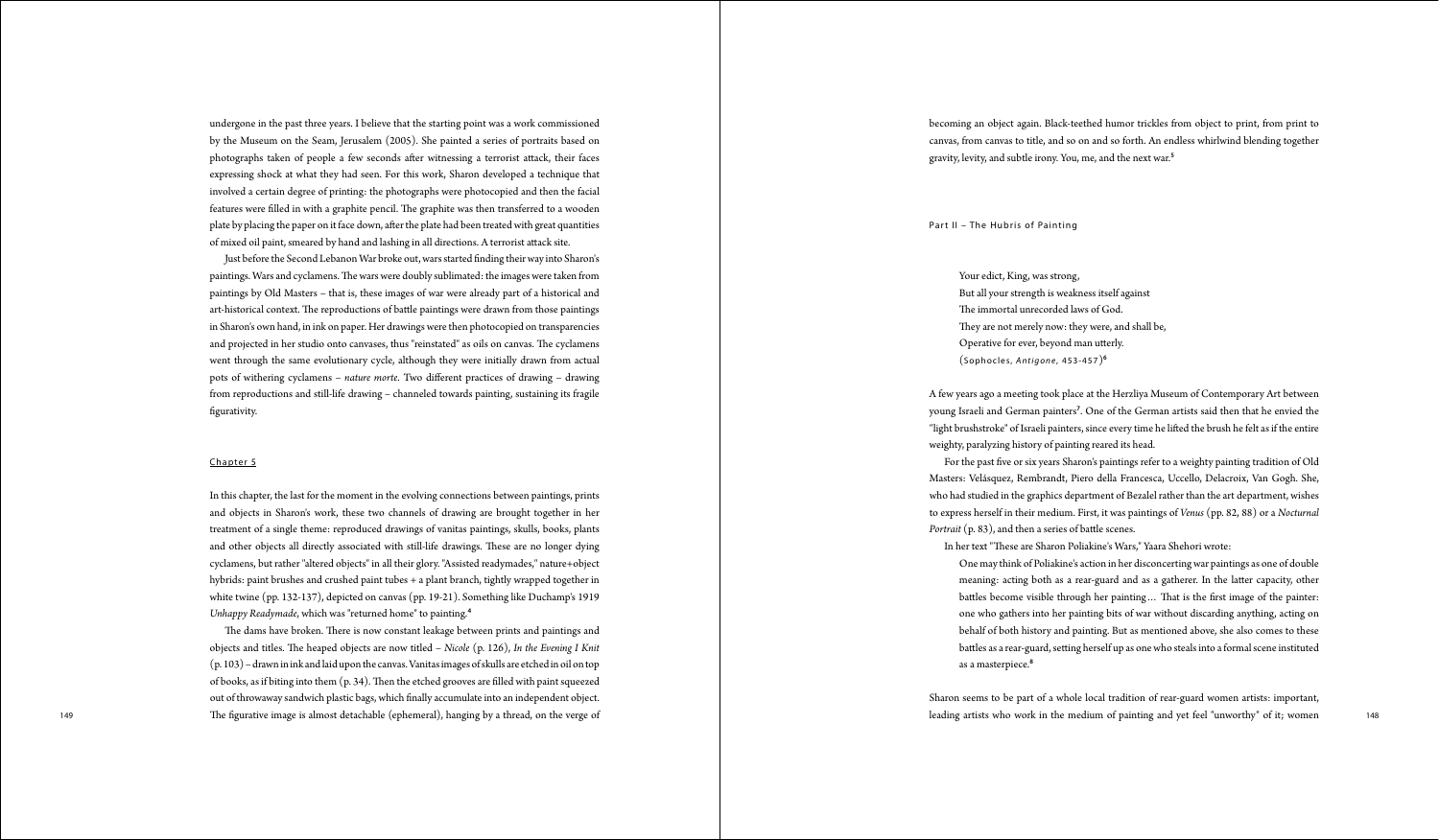undergone in the past three years. I believe that the starting point was a work commissioned by the Museum on the Seam, Jerusalem (2005). She painted a series of portraits based on photographs taken of people a few seconds after witnessing a terrorist attack, their faces expressing shock at what they had seen. For this work, Sharon developed a technique that involved a certain degree of printing: the photographs were photocopied and then the facial features were filled in with a graphite pencil. The graphite was then transferred to a wooden plate by placing the paper on it face down, after the plate had been treated with great quantities of mixed oil paint, smeared by hand and lashing in all directions. A terrorist attack site.

Just before the Second Lebanon War broke out, wars started finding their way into Sharon's paintings. Wars and cyclamens. The wars were doubly sublimated: the images were taken from paintings by Old Masters – that is, these images of war were already part of a historical and art-historical context. The reproductions of battle paintings were drawn from those paintings in Sharon's own hand, in ink on paper. Her drawings were then photocopied on transparencies and projected in her studio onto canvases, thus "reinstated" as oils on canvas. The cyclamens went through the same evolutionary cycle, although they were initially drawn from actual pots of withering cyclamens – *nature morte*. Two different practices of drawing – drawing from reproductions and still-life drawing – channeled towards painting, sustaining its fragile figurativity.

## Chapter 5

In this chapter, the last for the moment in the evolving connections between paintings, prints and objects in Sharon's work, these two channels of drawing are brought together in her treatment of a single theme: reproduced drawings of vanitas paintings, skulls, books, plants and other objects all directly associated with still-life drawings. These are no longer dying cyclamens, but rather "altered objects" in all their glory. "Assisted readymades," nature+object hybrids: paint brushes and crushed paint tubes + a plant branch, tightly wrapped together in white twine (pp. 132-137), depicted on canvas (pp. 19-21). Something like Duchamp's 1919 *Unhappy Readymade*, which was "returned home" to painting.[4]

The dams have broken. There is now constant leakage between prints and paintings and objects and titles. The heaped objects are now titled – *Nicole* (p. 126), *In the Evening I Knit* (p. 103) – drawn in ink and laid upon the canvas. Vanitas images of skulls are etched in oil on top of books, as if biting into them (p. 34). Then the etched grooves are filled with paint squeezed out of throwaway sandwich plastic bags, which finally accumulate into an independent object. The figurative image is almost detachable (ephemeral), hanging by a thread, on the verge of becoming an object again. Black-teethed humor trickles from object to print, from print to canvas, from canvas to title, and so on and so forth. An endless whirlwind blending together gravity, levity, and subtle irony. You, me, and the next war.[5]

## Part II – The Hubris of Painting

> Your edict, King, was strong,
> But all your strength is weakness itself against
> The immortal unrecorded laws of God.
> They are not merely now: they were, and shall be,
> Operative for ever, beyond man utterly.
> (Sophocles, *Antigone*, 453-457)[6]

A few years ago a meeting took place at the Herzliya Museum of Contemporary Art between young Israeli and German painters[7]. One of the German artists said then that he envied the "light brushstroke" of Israeli painters, since every time he lifted the brush he felt as if the entire weighty, paralyzing history of painting reared its head.

For the past five or six years Sharon's paintings refer to a weighty painting tradition of Old Masters: Velásquez, Rembrandt, Piero della Francesca, Uccello, Delacroix, Van Gogh. She, who had studied in the graphics department of Bezalel rather than the art department, wishes to express herself in their medium. First, it was paintings of *Venus* (pp. 82, 88) or a *Nocturnal Portrait* (p. 83), and then a series of battle scenes.

In her text "These are Sharon Poliakine's Wars," Yaara Shehori wrote:

> One may think of Poliakine's action in her disconcerting war paintings as one of double meaning: acting both as a rear-guard and as a gatherer. In the latter capacity, other battles become visible through her painting… That is the first image of the painter: one who gathers into her painting bits of war without discarding anything, acting on behalf of both history and painting. But as mentioned above, she also comes to these battles as a rear-guard, setting herself up as one who steals into a formal scene instituted as a masterpiece.[8]

Sharon seems to be part of a whole local tradition of rear-guard women artists: important, leading artists who work in the medium of painting and yet feel "unworthy" of it; women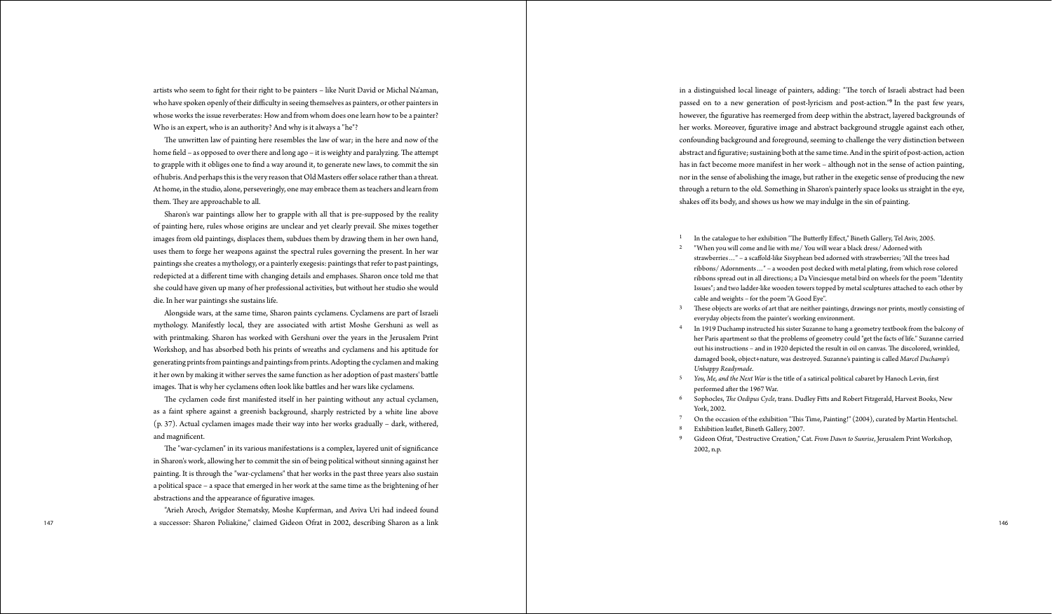artists who seem to fight for their right to be painters – like Nurit David or Michal Na'aman, who have spoken openly of their difficulty in seeing themselves as painters, or other painters in whose works the issue reverberates: How and from whom does one learn how to be a painter? Who is an expert, who is an authority? And why is it always a "he"?

The unwritten law of painting here resembles the law of war; in the here and now of the home field – as opposed to over there and long ago – it is weighty and paralyzing. The attempt to grapple with it obliges one to find a way around it, to generate new laws, to commit the sin of hubris. And perhaps this is the very reason that Old Masters offer solace rather than a threat. At home, in the studio, alone, perseveringly, one may embrace them as teachers and learn from them. They are approachable to all.

Sharon's war paintings allow her to grapple with all that is pre-supposed by the reality of painting here, rules whose origins are unclear and yet clearly prevail. She mixes together images from old paintings, displaces them, subdues them by drawing them in her own hand, uses them to forge her weapons against the spectral rules governing the present. In her war paintings she creates a mythology, or a painterly exegesis: paintings that refer to past paintings, redepicted at a different time with changing details and emphases. Sharon once told me that she could have given up many of her professional activities, but without her studio she would die. In her war paintings she sustains life.

Alongside wars, at the same time, Sharon paints cyclamens. Cyclamens are part of Israeli mythology. Manifestly local, they are associated with artist Moshe Gershuni as well as with printmaking. Sharon has worked with Gershuni over the years in the Jerusalem Print Workshop, and has absorbed both his prints of wreaths and cyclamens and his aptitude for generating prints from paintings and paintings from prints. Adopting the cyclamen and making it her own by making it wither serves the same function as her adoption of past masters' battle images. That is why her cyclamens often look like battles and her wars like cyclamens.

The cyclamen code first manifested itself in her painting without any actual cyclamen, as a faint sphere against a greenish background, sharply restricted by a white line above (p. 37). Actual cyclamen images made their way into her works gradually – dark, withered, and magnificent.

The "war-cyclamen" in its various manifestations is a complex, layered unit of significance in Sharon's work, allowing her to commit the sin of being political without sinning against her painting. It is through the "war-cyclamens" that her works in the past three years also sustain a political space – a space that emerged in her work at the same time as the brightening of her abstractions and the appearance of figurative images.

"Arieh Aroch, Avigdor Stematsky, Moshe Kupferman, and Aviva Uri had indeed found a successor: Sharon Poliakine," claimed Gideon Ofrat in 2002, describing Sharon as a link in a distinguished local lineage of painters, adding: "The torch of Israeli abstract had been passed on to a new generation of post-lyricism and post-action."[9] In the past few years, however, the figurative has reemerged from deep within the abstract, layered backgrounds of her works. Moreover, figurative image and abstract background struggle against each other, confounding background and foreground, seeming to challenge the very distinction between abstract and figurative; sustaining both at the same time. And in the spirit of post-action, action has in fact become more manifest in her work – although not in the sense of action painting, nor in the sense of abolishing the image, but rather in the exegetic sense of producing the new through a return to the old. Something in Sharon's painterly space looks us straight in the eye, shakes off its body, and shows us how we may indulge in the sin of painting.

1. In the catalogue to her exhibition "The Butterfly Effect," Bineth Gallery, Tel Aviv, 2005.
2. "When you will come and lie with me/ You will wear a black dress/ Adorned with strawberries…" – a scaffold-like Sisyphean bed adorned with strawberries; "All the trees had ribbons/ Adornments…" – a wooden post decked with metal plating, from which rose colored ribbons spread out in all directions; a Da Vinciesque metal bird on wheels for the poem "Identity Issues"; and two ladder-like wooden towers topped by metal sculptures attached to each other by cable and weights – for the poem "A Good Eye".
3. These objects are works of art that are neither paintings, drawings nor prints, mostly consisting of everyday objects from the painter's working environment.
4. In 1919 Duchamp instructed his sister Suzanne to hang a geometry textbook from the balcony of her Paris apartment so that the problems of geometry could "get the facts of life." Suzanne carried out his instructions – and in 1920 depicted the result in oil on canvas. The discolored, wrinkled, damaged book, object+nature, was destroyed. Suzanne's painting is called *Marcel Duchamp's Unhappy Readymade*.
5. *You, Me, and the Next War* is the title of a satirical political cabaret by Hanoch Levin, first performed after the 1967 War.
6. Sophocles, *The Oedipus Cycle*, trans. Dudley Fitts and Robert Fitzgerald, Harvest Books, New York, 2002.
7. On the occasion of the exhibition "This Time, Painting!" (2004), curated by Martin Hentschel.
8. Exhibition leaflet, Bineth Gallery, 2007.
9. Gideon Ofrat, "Destructive Creation," Cat. *From Dawn to Sunrise*, Jerusalem Print Workshop, 2002, n.p.